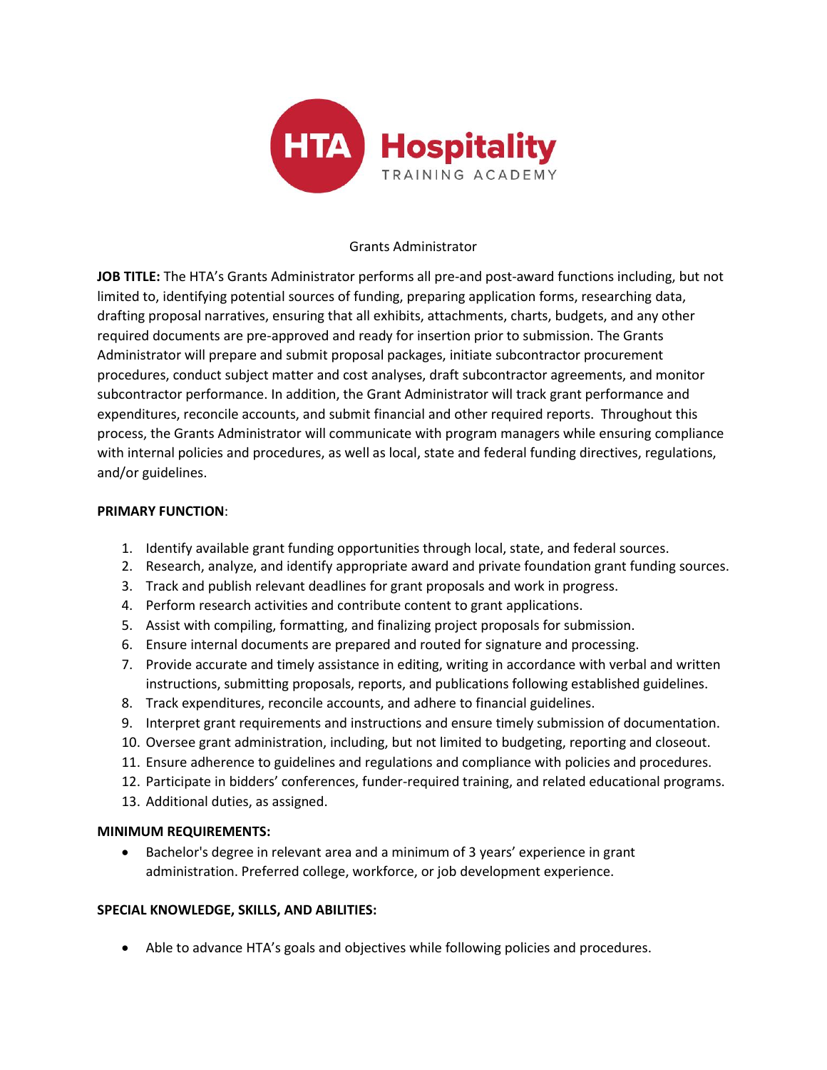HTA Hospitality TRAINING ACADEMY

Grants Administrator

**JOB TITLE:** The HTA's Grants Administrator performs all pre-and post-award functions including, but not limited to, identifying potential sources of funding, preparing application forms, researching data, drafting proposal narratives, ensuring that all exhibits, attachments, charts, budgets, and any other required documents are pre-approved and ready for insertion prior to submission. The Grants Administrator will prepare and submit proposal packages, initiate subcontractor procurement procedures, conduct subject matter and cost analyses, draft subcontractor agreements, and monitor subcontractor performance. In addition, the Grant Administrator will track grant performance and expenditures, reconcile accounts, and submit financial and other required reports. Throughout this process, the Grants Administrator will communicate with program managers while ensuring compliance with internal policies and procedures, as well as local, state and federal funding directives, regulations, and/or guidelines.

**PRIMARY FUNCTION**:

1. Identify available grant funding opportunities through local, state, and federal sources.
2. Research, analyze, and identify appropriate award and private foundation grant funding sources.
3. Track and publish relevant deadlines for grant proposals and work in progress.
4. Perform research activities and contribute content to grant applications.
5. Assist with compiling, formatting, and finalizing project proposals for submission.
6. Ensure internal documents are prepared and routed for signature and processing.
7. Provide accurate and timely assistance in editing, writing in accordance with verbal and written instructions, submitting proposals, reports, and publications following established guidelines.
8. Track expenditures, reconcile accounts, and adhere to financial guidelines.
9. Interpret grant requirements and instructions and ensure timely submission of documentation.
10. Oversee grant administration, including, but not limited to budgeting, reporting and closeout.
11. Ensure adherence to guidelines and regulations and compliance with policies and procedures.
12. Participate in bidders' conferences, funder-required training, and related educational programs.
13. Additional duties, as assigned.

**MINIMUM REQUIREMENTS:**

- Bachelor's degree in relevant area and a minimum of 3 years' experience in grant administration. Preferred college, workforce, or job development experience.

**SPECIAL KNOWLEDGE, SKILLS, AND ABILITIES:**

- Able to advance HTA's goals and objectives while following policies and procedures.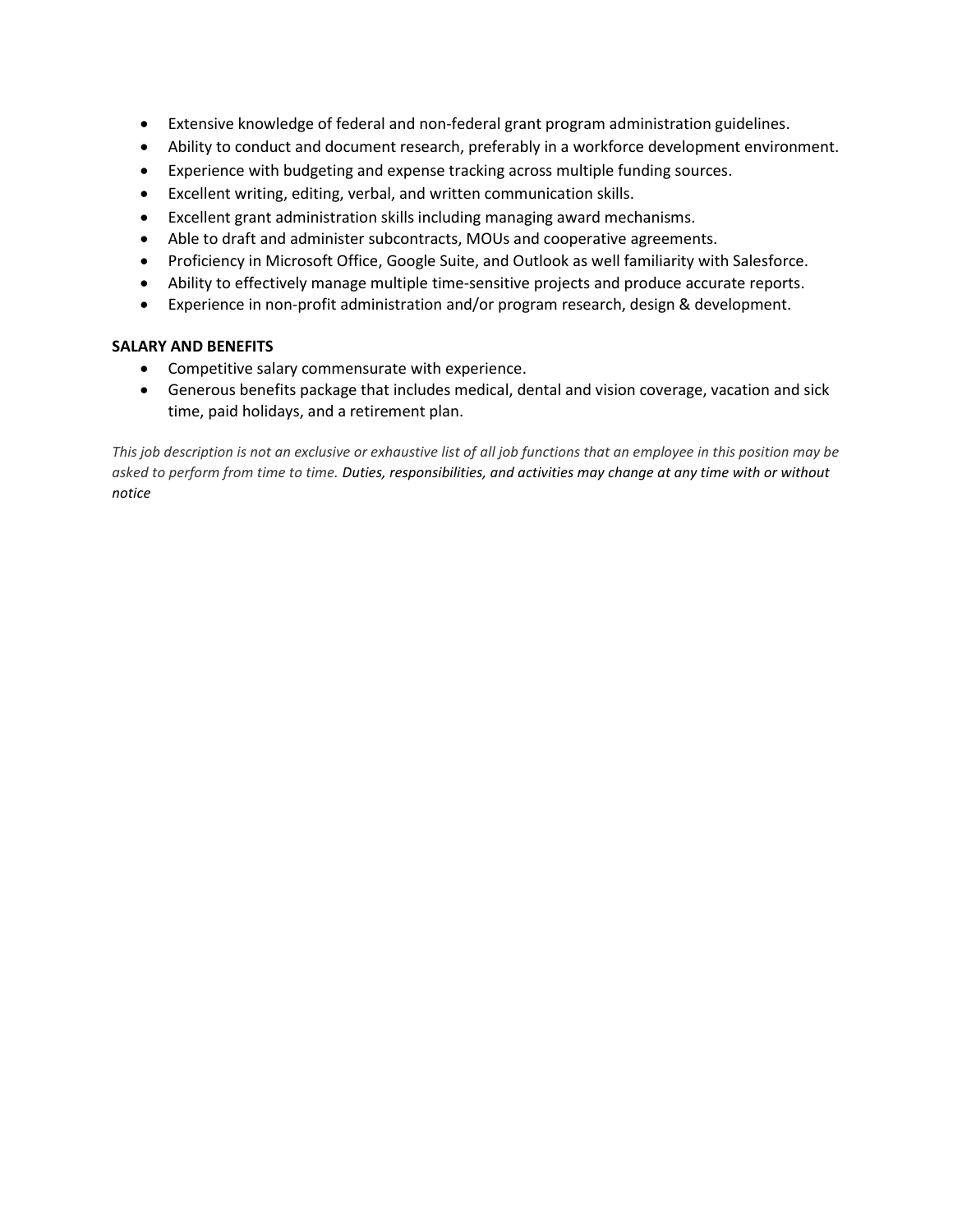- Extensive knowledge of federal and non-federal grant program administration guidelines.
- Ability to conduct and document research, preferably in a workforce development environment.
- Experience with budgeting and expense tracking across multiple funding sources.
- Excellent writing, editing, verbal, and written communication skills.
- Excellent grant administration skills including managing award mechanisms.
- Able to draft and administer subcontracts, MOUs and cooperative agreements.
- Proficiency in Microsoft Office, Google Suite, and Outlook as well familiarity with Salesforce.
- Ability to effectively manage multiple time-sensitive projects and produce accurate reports.
- Experience in non-profit administration and/or program research, design & development.

**SALARY AND BENEFITS**

- Competitive salary commensurate with experience.
- Generous benefits package that includes medical, dental and vision coverage, vacation and sick time, paid holidays, and a retirement plan.

*This job description is not an exclusive or exhaustive list of all job functions that an employee in this position may be asked to perform from time to time. Duties, responsibilities, and activities may change at any time with or without notice*